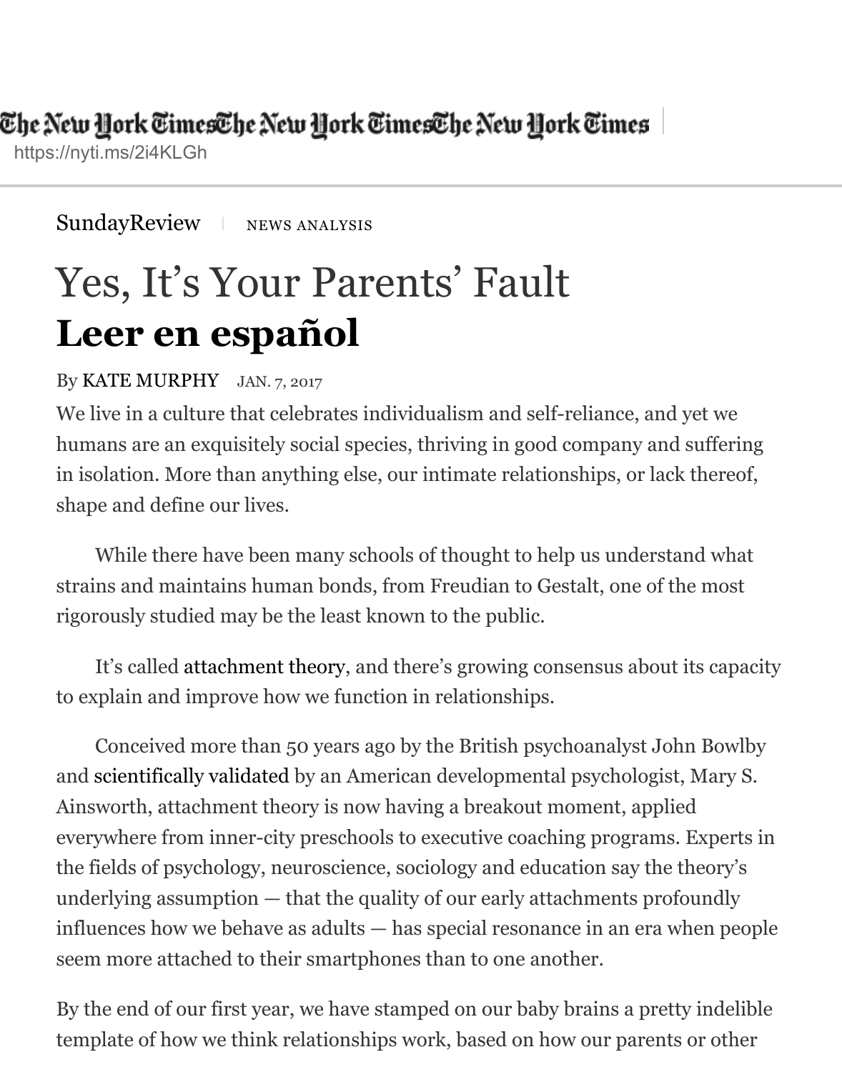The New York Times

https://nyti.ms/2i4KLGh

SundayReview | NEWS ANALYSIS

# Yes, It's Your Parents' Fault

## Leer en español

By KATE MURPHY JAN. 7, 2017

We live in a culture that celebrates individualism and self-reliance, and yet we humans are an exquisitely social species, thriving in good company and suffering in isolation. More than anything else, our intimate relationships, or lack thereof, shape and define our lives.

While there have been many schools of thought to help us understand what strains and maintains human bonds, from Freudian to Gestalt, one of the most rigorously studied may be the least known to the public.

It's called attachment theory, and there's growing consensus about its capacity to explain and improve how we function in relationships.

Conceived more than 50 years ago by the British psychoanalyst John Bowlby and scientifically validated by an American developmental psychologist, Mary S. Ainsworth, attachment theory is now having a breakout moment, applied everywhere from inner-city preschools to executive coaching programs. Experts in the fields of psychology, neuroscience, sociology and education say the theory's underlying assumption — that the quality of our early attachments profoundly influences how we behave as adults — has special resonance in an era when people seem more attached to their smartphones than to one another.

By the end of our first year, we have stamped on our baby brains a pretty indelible template of how we think relationships work, based on how our parents or other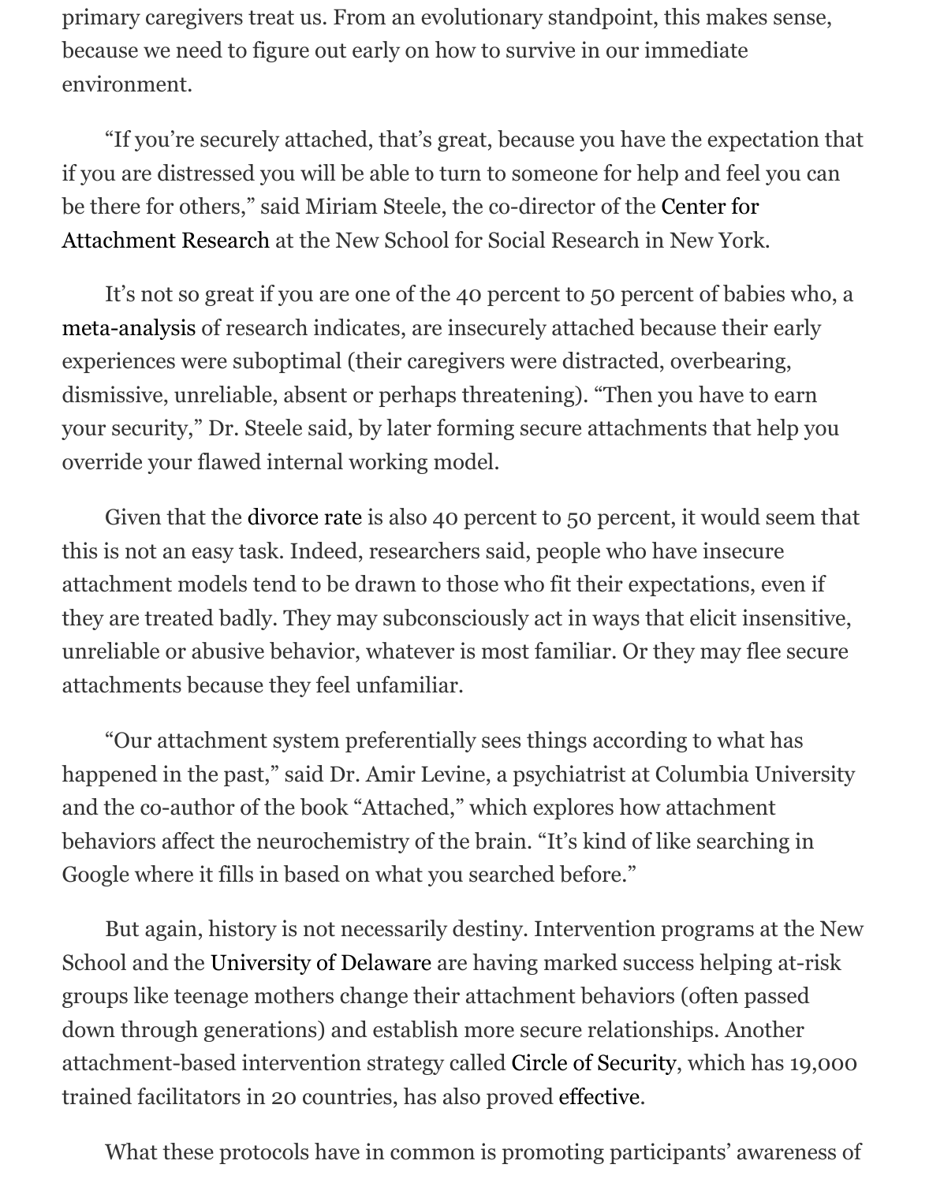primary caregivers treat us. From an evolutionary standpoint, this makes sense, because we need to figure out early on how to survive in our immediate environment.

"If you're securely attached, that's great, because you have the expectation that if you are distressed you will be able to turn to someone for help and feel you can be there for others," said Miriam Steele, the co-director of the Center for Attachment Research at the New School for Social Research in New York.

It's not so great if you are one of the 40 percent to 50 percent of babies who, a meta-analysis of research indicates, are insecurely attached because their early experiences were suboptimal (their caregivers were distracted, overbearing, dismissive, unreliable, absent or perhaps threatening). "Then you have to earn your security," Dr. Steele said, by later forming secure attachments that help you override your flawed internal working model.

Given that the divorce rate is also 40 percent to 50 percent, it would seem that this is not an easy task. Indeed, researchers said, people who have insecure attachment models tend to be drawn to those who fit their expectations, even if they are treated badly. They may subconsciously act in ways that elicit insensitive, unreliable or abusive behavior, whatever is most familiar. Or they may flee secure attachments because they feel unfamiliar.

"Our attachment system preferentially sees things according to what has happened in the past," said Dr. Amir Levine, a psychiatrist at Columbia University and the co-author of the book "Attached," which explores how attachment behaviors affect the neurochemistry of the brain. "It's kind of like searching in Google where it fills in based on what you searched before."

But again, history is not necessarily destiny. Intervention programs at the New School and the University of Delaware are having marked success helping at-risk groups like teenage mothers change their attachment behaviors (often passed down through generations) and establish more secure relationships. Another attachment-based intervention strategy called Circle of Security, which has 19,000 trained facilitators in 20 countries, has also proved effective.

What these protocols have in common is promoting participants' awareness of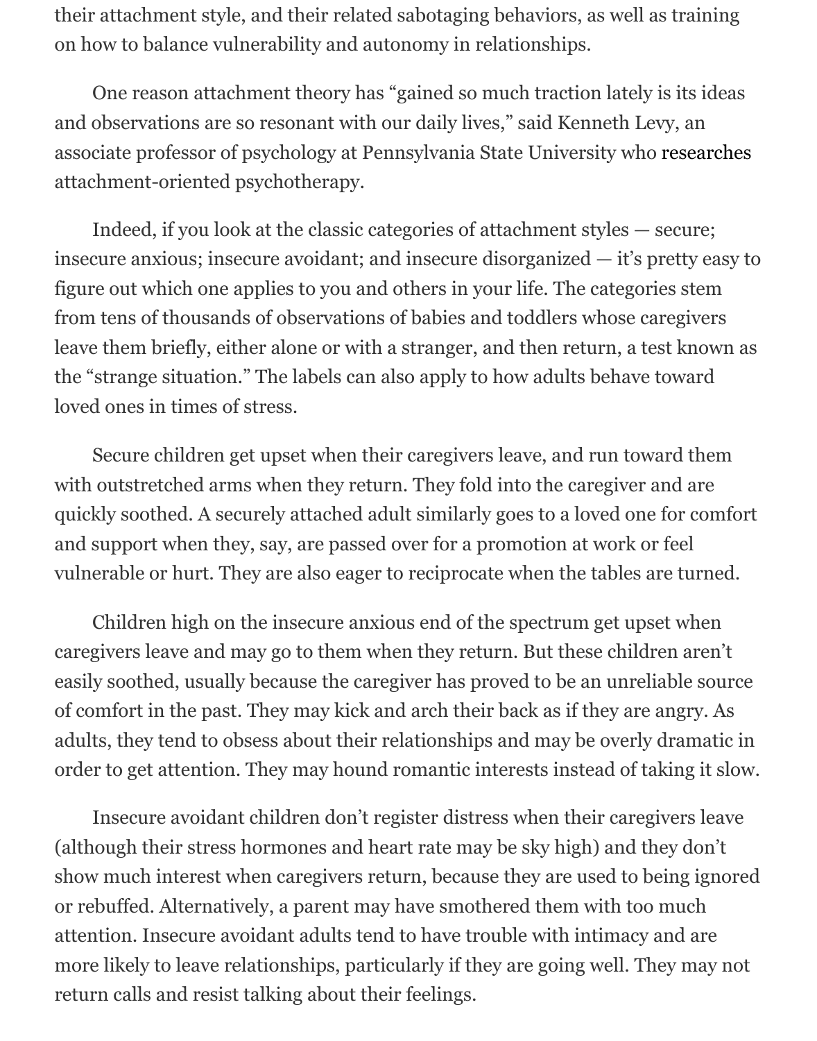their attachment style, and their related sabotaging behaviors, as well as training on how to balance vulnerability and autonomy in relationships.

One reason attachment theory has "gained so much traction lately is its ideas and observations are so resonant with our daily lives," said Kenneth Levy, an associate professor of psychology at Pennsylvania State University who researches attachment-oriented psychotherapy.

Indeed, if you look at the classic categories of attachment styles — secure; insecure anxious; insecure avoidant; and insecure disorganized — it's pretty easy to figure out which one applies to you and others in your life. The categories stem from tens of thousands of observations of babies and toddlers whose caregivers leave them briefly, either alone or with a stranger, and then return, a test known as the "strange situation." The labels can also apply to how adults behave toward loved ones in times of stress.

Secure children get upset when their caregivers leave, and run toward them with outstretched arms when they return. They fold into the caregiver and are quickly soothed. A securely attached adult similarly goes to a loved one for comfort and support when they, say, are passed over for a promotion at work or feel vulnerable or hurt. They are also eager to reciprocate when the tables are turned.

Children high on the insecure anxious end of the spectrum get upset when caregivers leave and may go to them when they return. But these children aren't easily soothed, usually because the caregiver has proved to be an unreliable source of comfort in the past. They may kick and arch their back as if they are angry. As adults, they tend to obsess about their relationships and may be overly dramatic in order to get attention. They may hound romantic interests instead of taking it slow.

Insecure avoidant children don't register distress when their caregivers leave (although their stress hormones and heart rate may be sky high) and they don't show much interest when caregivers return, because they are used to being ignored or rebuffed. Alternatively, a parent may have smothered them with too much attention. Insecure avoidant adults tend to have trouble with intimacy and are more likely to leave relationships, particularly if they are going well. They may not return calls and resist talking about their feelings.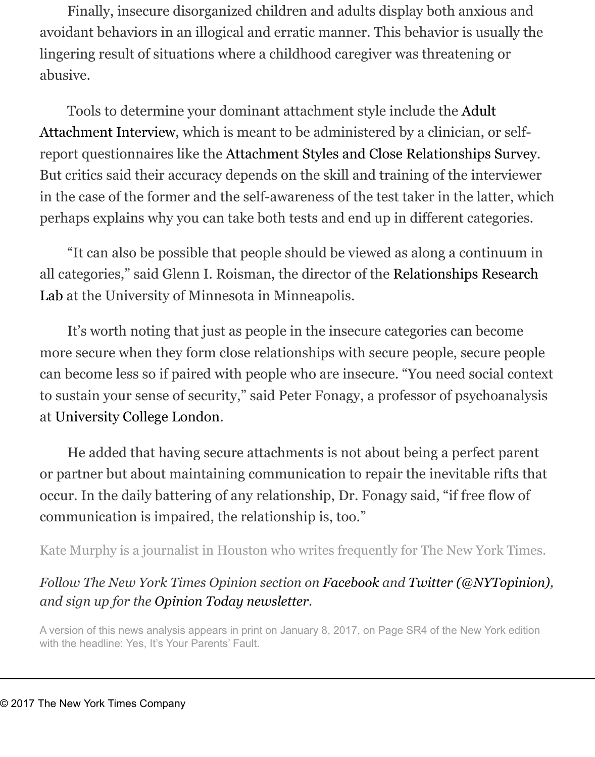Finally, insecure disorganized children and adults display both anxious and avoidant behaviors in an illogical and erratic manner. This behavior is usually the lingering result of situations where a childhood caregiver was threatening or abusive.

Tools to determine your dominant attachment style include the Adult Attachment Interview, which is meant to be administered by a clinician, or self-report questionnaires like the Attachment Styles and Close Relationships Survey. But critics said their accuracy depends on the skill and training of the interviewer in the case of the former and the self-awareness of the test taker in the latter, which perhaps explains why you can take both tests and end up in different categories.

"It can also be possible that people should be viewed as along a continuum in all categories," said Glenn I. Roisman, the director of the Relationships Research Lab at the University of Minnesota in Minneapolis.

It's worth noting that just as people in the insecure categories can become more secure when they form close relationships with secure people, secure people can become less so if paired with people who are insecure. "You need social context to sustain your sense of security," said Peter Fonagy, a professor of psychoanalysis at University College London.

He added that having secure attachments is not about being a perfect parent or partner but about maintaining communication to repair the inevitable rifts that occur. In the daily battering of any relationship, Dr. Fonagy said, "if free flow of communication is impaired, the relationship is, too."

Kate Murphy is a journalist in Houston who writes frequently for The New York Times.

*Follow The New York Times Opinion section on Facebook and Twitter (@NYTopinion), and sign up for the Opinion Today newsletter.*

A version of this news analysis appears in print on January 8, 2017, on Page SR4 of the New York edition with the headline: Yes, It's Your Parents' Fault.

© 2017 The New York Times Company